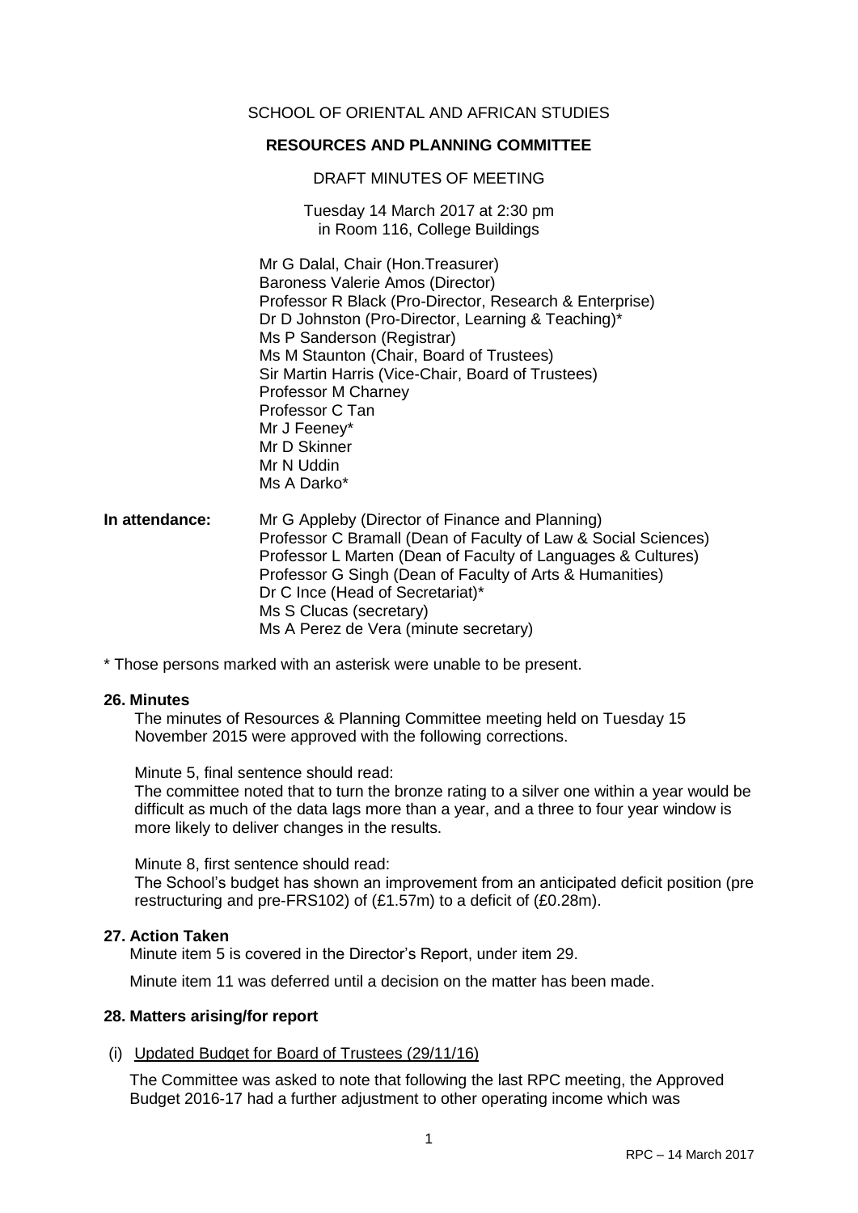SCHOOL OF ORIENTAL AND AFRICAN STUDIES

**RESOURCES AND PLANNING COMMITTEE**

DRAFT MINUTES OF MEETING

Tuesday 14 March 2017 at 2:30 pm
in Room 116, College Buildings

Mr G Dalal, Chair (Hon.Treasurer)
Baroness Valerie Amos (Director)
Professor R Black (Pro-Director, Research & Enterprise)
Dr D Johnston (Pro-Director, Learning & Teaching)*
Ms P Sanderson (Registrar)
Ms M Staunton (Chair, Board of Trustees)
Sir Martin Harris (Vice-Chair, Board of Trustees)
Professor M Charney
Professor C Tan
Mr J Feeney*
Mr D Skinner
Mr N Uddin
Ms A Darko*

**In attendance:** Mr G Appleby (Director of Finance and Planning)
Professor C Bramall (Dean of Faculty of Law & Social Sciences)
Professor L Marten (Dean of Faculty of Languages & Cultures)
Professor G Singh (Dean of Faculty of Arts & Humanities)
Dr C Ince (Head of Secretariat)*
Ms S Clucas (secretary)
Ms A Perez de Vera (minute secretary)

* Those persons marked with an asterisk were unable to be present.

**26. Minutes**

The minutes of Resources & Planning Committee meeting held on Tuesday 15 November 2015 were approved with the following corrections.

Minute 5, final sentence should read:
The committee noted that to turn the bronze rating to a silver one within a year would be difficult as much of the data lags more than a year, and a three to four year window is more likely to deliver changes in the results.

Minute 8, first sentence should read:
The School's budget has shown an improvement from an anticipated deficit position (pre restructuring and pre-FRS102) of (£1.57m) to a deficit of (£0.28m).

**27. Action Taken**

Minute item 5 is covered in the Director's Report, under item 29.

Minute item 11 was deferred until a decision on the matter has been made.

**28. Matters arising/for report**

(i) Updated Budget for Board of Trustees (29/11/16)

The Committee was asked to note that following the last RPC meeting, the Approved Budget 2016-17 had a further adjustment to other operating income which was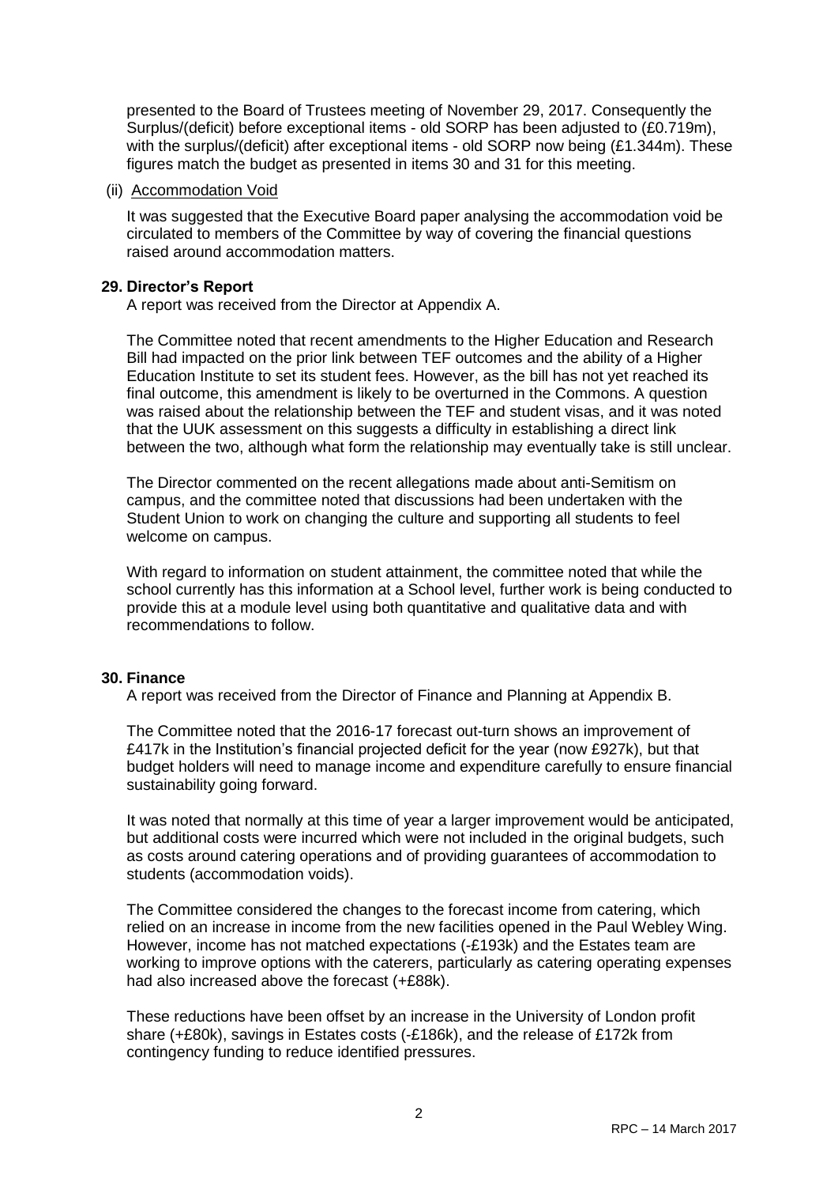presented to the Board of Trustees meeting of November 29, 2017. Consequently the Surplus/(deficit) before exceptional items - old SORP has been adjusted to (£0.719m), with the surplus/(deficit) after exceptional items - old SORP now being (£1.344m). These figures match the budget as presented in items 30 and 31 for this meeting.

(ii) Accommodation Void

It was suggested that the Executive Board paper analysing the accommodation void be circulated to members of the Committee by way of covering the financial questions raised around accommodation matters.

**29. Director's Report**

A report was received from the Director at Appendix A.

The Committee noted that recent amendments to the Higher Education and Research Bill had impacted on the prior link between TEF outcomes and the ability of a Higher Education Institute to set its student fees. However, as the bill has not yet reached its final outcome, this amendment is likely to be overturned in the Commons. A question was raised about the relationship between the TEF and student visas, and it was noted that the UUK assessment on this suggests a difficulty in establishing a direct link between the two, although what form the relationship may eventually take is still unclear.

The Director commented on the recent allegations made about anti-Semitism on campus, and the committee noted that discussions had been undertaken with the Student Union to work on changing the culture and supporting all students to feel welcome on campus.

With regard to information on student attainment, the committee noted that while the school currently has this information at a School level, further work is being conducted to provide this at a module level using both quantitative and qualitative data and with recommendations to follow.

**30. Finance**

A report was received from the Director of Finance and Planning at Appendix B.

The Committee noted that the 2016-17 forecast out-turn shows an improvement of £417k in the Institution's financial projected deficit for the year (now £927k), but that budget holders will need to manage income and expenditure carefully to ensure financial sustainability going forward.

It was noted that normally at this time of year a larger improvement would be anticipated, but additional costs were incurred which were not included in the original budgets, such as costs around catering operations and of providing guarantees of accommodation to students (accommodation voids).

The Committee considered the changes to the forecast income from catering, which relied on an increase in income from the new facilities opened in the Paul Webley Wing. However, income has not matched expectations (-£193k) and the Estates team are working to improve options with the caterers, particularly as catering operating expenses had also increased above the forecast (+£88k).

These reductions have been offset by an increase in the University of London profit share (+£80k), savings in Estates costs (-£186k), and the release of £172k from contingency funding to reduce identified pressures.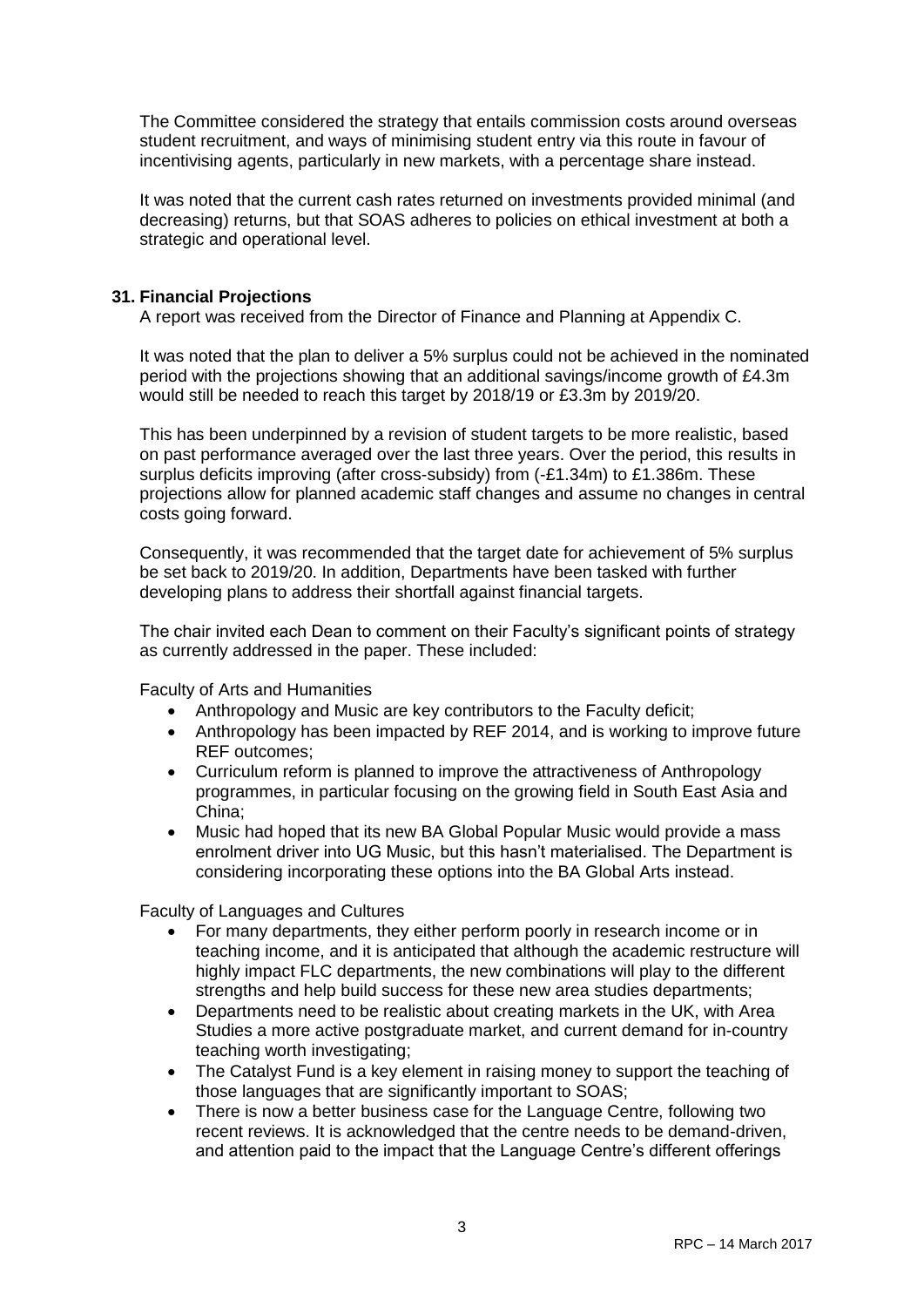The Committee considered the strategy that entails commission costs around overseas student recruitment, and ways of minimising student entry via this route in favour of incentivising agents, particularly in new markets, with a percentage share instead.

It was noted that the current cash rates returned on investments provided minimal (and decreasing) returns, but that SOAS adheres to policies on ethical investment at both a strategic and operational level.

### 31. Financial Projections

A report was received from the Director of Finance and Planning at Appendix C.

It was noted that the plan to deliver a 5% surplus could not be achieved in the nominated period with the projections showing that an additional savings/income growth of £4.3m would still be needed to reach this target by 2018/19 or £3.3m by 2019/20.

This has been underpinned by a revision of student targets to be more realistic, based on past performance averaged over the last three years. Over the period, this results in surplus deficits improving (after cross-subsidy) from (-£1.34m) to £1.386m. These projections allow for planned academic staff changes and assume no changes in central costs going forward.

Consequently, it was recommended that the target date for achievement of 5% surplus be set back to 2019/20. In addition, Departments have been tasked with further developing plans to address their shortfall against financial targets.

The chair invited each Dean to comment on their Faculty's significant points of strategy as currently addressed in the paper. These included:

Faculty of Arts and Humanities

- Anthropology and Music are key contributors to the Faculty deficit;
- Anthropology has been impacted by REF 2014, and is working to improve future REF outcomes;
- Curriculum reform is planned to improve the attractiveness of Anthropology programmes, in particular focusing on the growing field in South East Asia and China;
- Music had hoped that its new BA Global Popular Music would provide a mass enrolment driver into UG Music, but this hasn't materialised. The Department is considering incorporating these options into the BA Global Arts instead.

Faculty of Languages and Cultures

- For many departments, they either perform poorly in research income or in teaching income, and it is anticipated that although the academic restructure will highly impact FLC departments, the new combinations will play to the different strengths and help build success for these new area studies departments;
- Departments need to be realistic about creating markets in the UK, with Area Studies a more active postgraduate market, and current demand for in-country teaching worth investigating;
- The Catalyst Fund is a key element in raising money to support the teaching of those languages that are significantly important to SOAS;
- There is now a better business case for the Language Centre, following two recent reviews. It is acknowledged that the centre needs to be demand-driven, and attention paid to the impact that the Language Centre's different offerings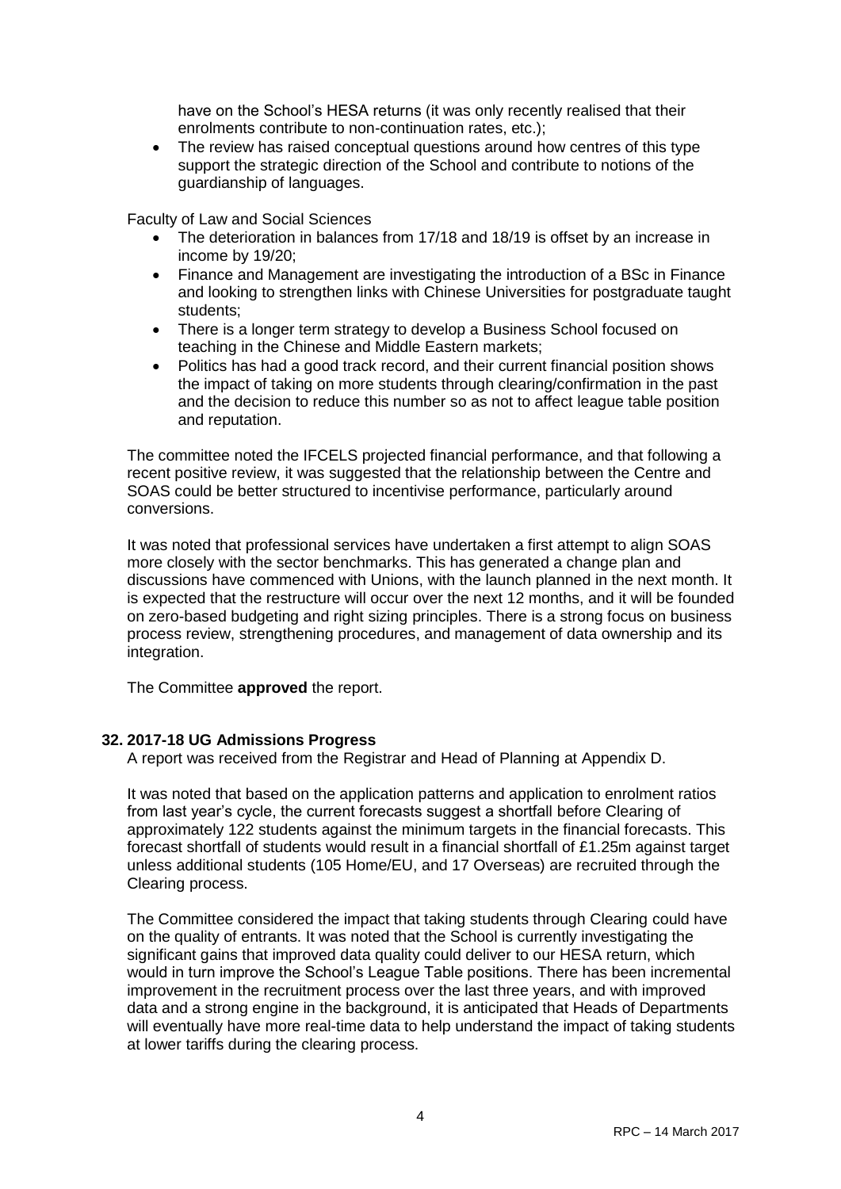have on the School's HESA returns (it was only recently realised that their enrolments contribute to non-continuation rates, etc.);

- The review has raised conceptual questions around how centres of this type support the strategic direction of the School and contribute to notions of the guardianship of languages.

Faculty of Law and Social Sciences

- The deterioration in balances from 17/18 and 18/19 is offset by an increase in income by 19/20;
- Finance and Management are investigating the introduction of a BSc in Finance and looking to strengthen links with Chinese Universities for postgraduate taught students;
- There is a longer term strategy to develop a Business School focused on teaching in the Chinese and Middle Eastern markets;
- Politics has had a good track record, and their current financial position shows the impact of taking on more students through clearing/confirmation in the past and the decision to reduce this number so as not to affect league table position and reputation.

The committee noted the IFCELS projected financial performance, and that following a recent positive review, it was suggested that the relationship between the Centre and SOAS could be better structured to incentivise performance, particularly around conversions.

It was noted that professional services have undertaken a first attempt to align SOAS more closely with the sector benchmarks. This has generated a change plan and discussions have commenced with Unions, with the launch planned in the next month. It is expected that the restructure will occur over the next 12 months, and it will be founded on zero-based budgeting and right sizing principles. There is a strong focus on business process review, strengthening procedures, and management of data ownership and its integration.

The Committee **approved** the report.

## 32. 2017-18 UG Admissions Progress

A report was received from the Registrar and Head of Planning at Appendix D.

It was noted that based on the application patterns and application to enrolment ratios from last year's cycle, the current forecasts suggest a shortfall before Clearing of approximately 122 students against the minimum targets in the financial forecasts. This forecast shortfall of students would result in a financial shortfall of £1.25m against target unless additional students (105 Home/EU, and 17 Overseas) are recruited through the Clearing process.

The Committee considered the impact that taking students through Clearing could have on the quality of entrants. It was noted that the School is currently investigating the significant gains that improved data quality could deliver to our HESA return, which would in turn improve the School's League Table positions. There has been incremental improvement in the recruitment process over the last three years, and with improved data and a strong engine in the background, it is anticipated that Heads of Departments will eventually have more real-time data to help understand the impact of taking students at lower tariffs during the clearing process.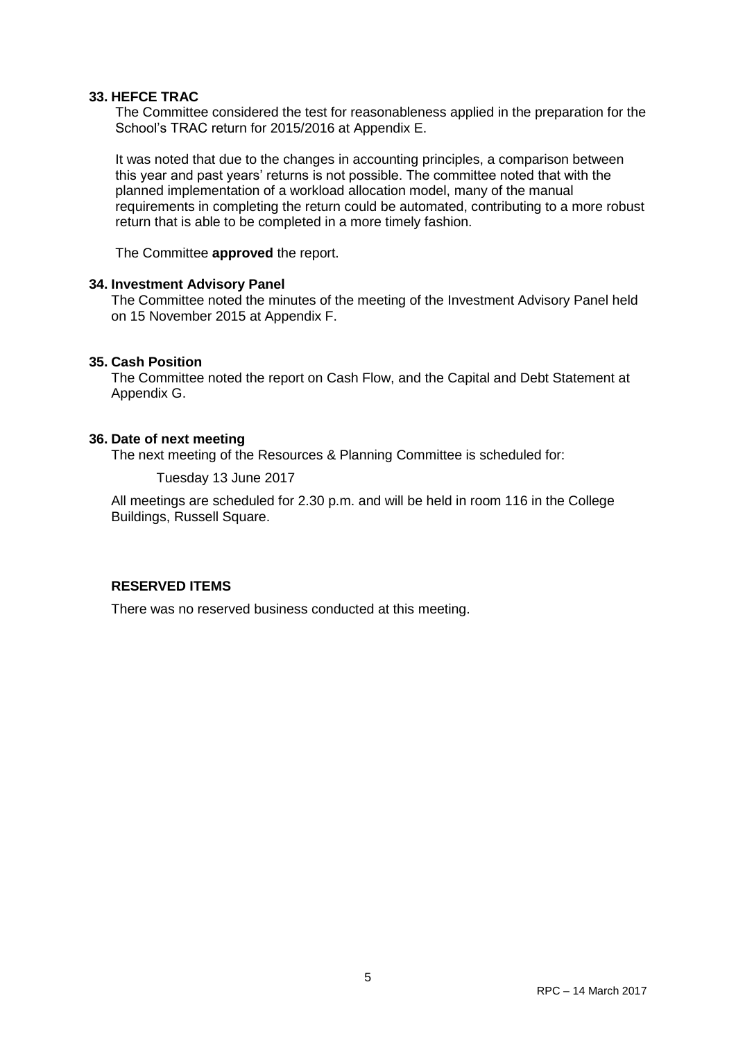**33. HEFCE TRAC**

The Committee considered the test for reasonableness applied in the preparation for the School's TRAC return for 2015/2016 at Appendix E.

It was noted that due to the changes in accounting principles, a comparison between this year and past years' returns is not possible. The committee noted that with the planned implementation of a workload allocation model, many of the manual requirements in completing the return could be automated, contributing to a more robust return that is able to be completed in a more timely fashion.

The Committee **approved** the report.

**34. Investment Advisory Panel**

The Committee noted the minutes of the meeting of the Investment Advisory Panel held on 15 November 2015 at Appendix F.

**35. Cash Position**

The Committee noted the report on Cash Flow, and the Capital and Debt Statement at Appendix G.

**36. Date of next meeting**

The next meeting of the Resources & Planning Committee is scheduled for:

Tuesday 13 June 2017

All meetings are scheduled for 2.30 p.m. and will be held in room 116 in the College Buildings, Russell Square.

**RESERVED ITEMS**

There was no reserved business conducted at this meeting.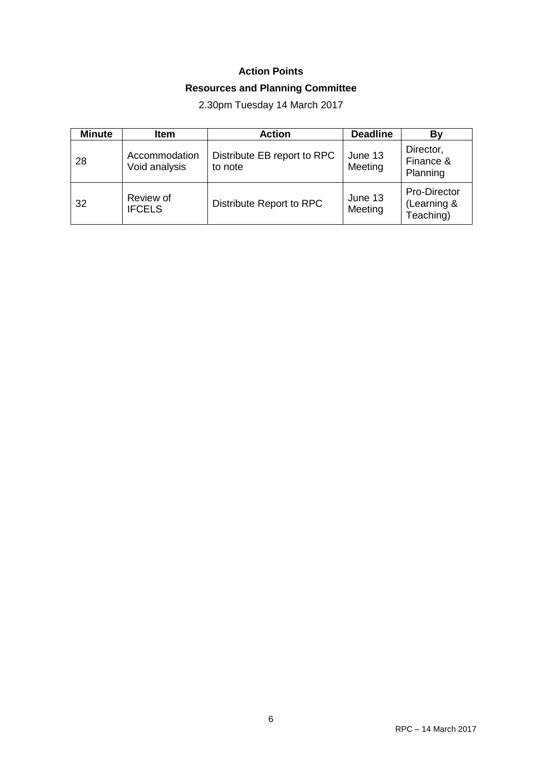**Action Points**

**Resources and Planning Committee**

2.30pm Tuesday 14 March 2017

| Minute | Item | Action | Deadline | By |
|---|---|---|---|---|
| 28 | Accommodation Void analysis | Distribute EB report to RPC to note | June 13 Meeting | Director, Finance & Planning |
| 32 | Review of IFCELS | Distribute Report to RPC | June 13 Meeting | Pro-Director (Learning & Teaching) |